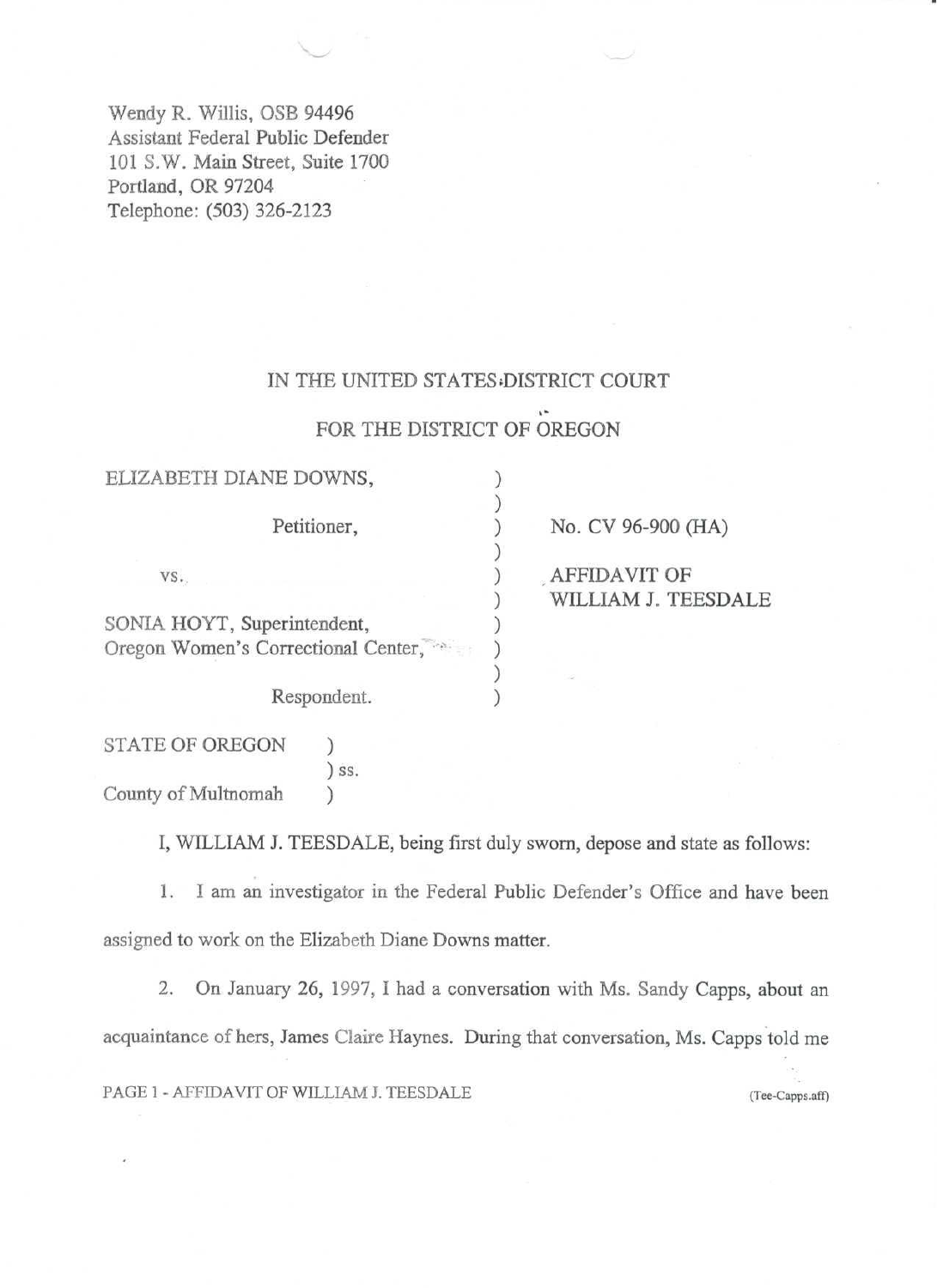Wendy R. Willis, OSB 94496
Assistant Federal Public Defender
101 S.W. Main Street, Suite 1700
Portland, OR 97204
Telephone: (503) 326-2123

IN THE UNITED STATES DISTRICT COURT

FOR THE DISTRICT OF OREGON

| | | |
|---|---|---|
| ELIZABETH DIANE DOWNS, | ) | |
| | ) | |
| Petitioner, | ) | No. CV 96-900 (HA) |
| | ) | |
| vs. | ) | AFFIDAVIT OF |
| | ) | WILLIAM J. TEESDALE |
| SONIA HOYT, Superintendent, | ) | |
| Oregon Women's Correctional Center, | ) | |
| | ) | |
| Respondent. | ) | |

STATE OF OREGON )
) ss.
County of Multnomah )

I, WILLIAM J. TEESDALE, being first duly sworn, depose and state as follows:

1. I am an investigator in the Federal Public Defender's Office and have been assigned to work on the Elizabeth Diane Downs matter.

2. On January 26, 1997, I had a conversation with Ms. Sandy Capps, about an acquaintance of hers, James Claire Haynes. During that conversation, Ms. Capps told me

PAGE 1 - AFFIDAVIT OF WILLIAM J. TEESDALE (Tee-Capps.aff)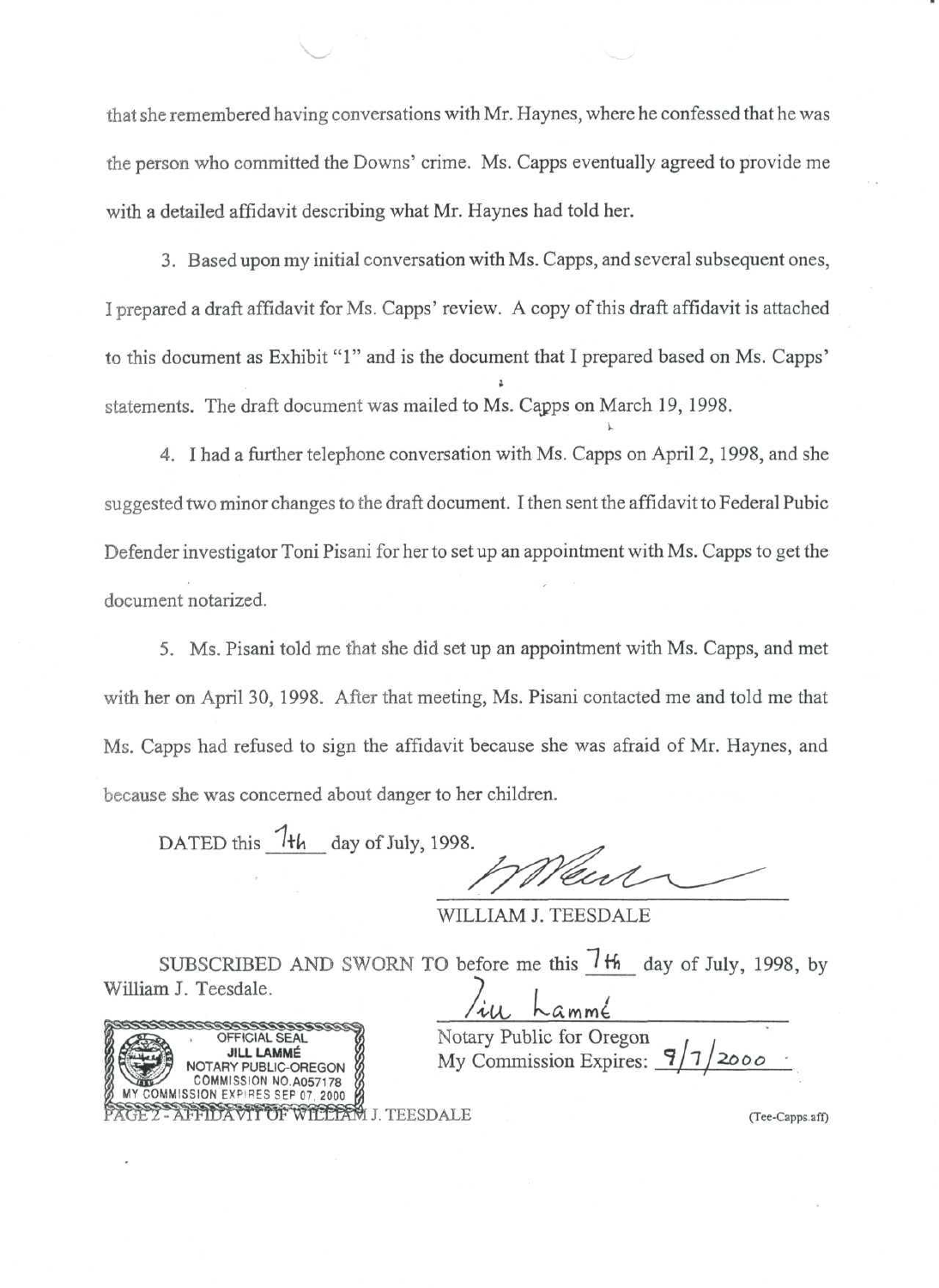that she remembered having conversations with Mr. Haynes, where he confessed that he was the person who committed the Downs' crime. Ms. Capps eventually agreed to provide me with a detailed affidavit describing what Mr. Haynes had told her.

3. Based upon my initial conversation with Ms. Capps, and several subsequent ones, I prepared a draft affidavit for Ms. Capps' review. A copy of this draft affidavit is attached to this document as Exhibit "1" and is the document that I prepared based on Ms. Capps' statements. The draft document was mailed to Ms. Capps on March 19, 1998.

4. I had a further telephone conversation with Ms. Capps on April 2, 1998, and she suggested two minor changes to the draft document. I then sent the affidavit to Federal Pubic Defender investigator Toni Pisani for her to set up an appointment with Ms. Capps to get the document notarized.

5. Ms. Pisani told me that she did set up an appointment with Ms. Capps, and met with her on April 30, 1998. After that meeting, Ms. Pisani contacted me and told me that Ms. Capps had refused to sign the affidavit because she was afraid of Mr. Haynes, and because she was concerned about danger to her children.

DATED this 7th day of July, 1998.

WILLIAM J. TEESDALE

SUBSCRIBED AND SWORN TO before me this 7th day of July, 1998, by William J. Teesdale.

Jill Lammé
Notary Public for Oregon
My Commission Expires: 9/7/2000

OFFICIAL SEAL
JILL LAMMÉ
NOTARY PUBLIC-OREGON
COMMISSION NO. A057178
MY COMMISSION EXPIRES SEP 07, 2000

PAGE 2 - AFFIDAVIT OF WILLIAM J. TEESDALE

(Tee-Capps.aff)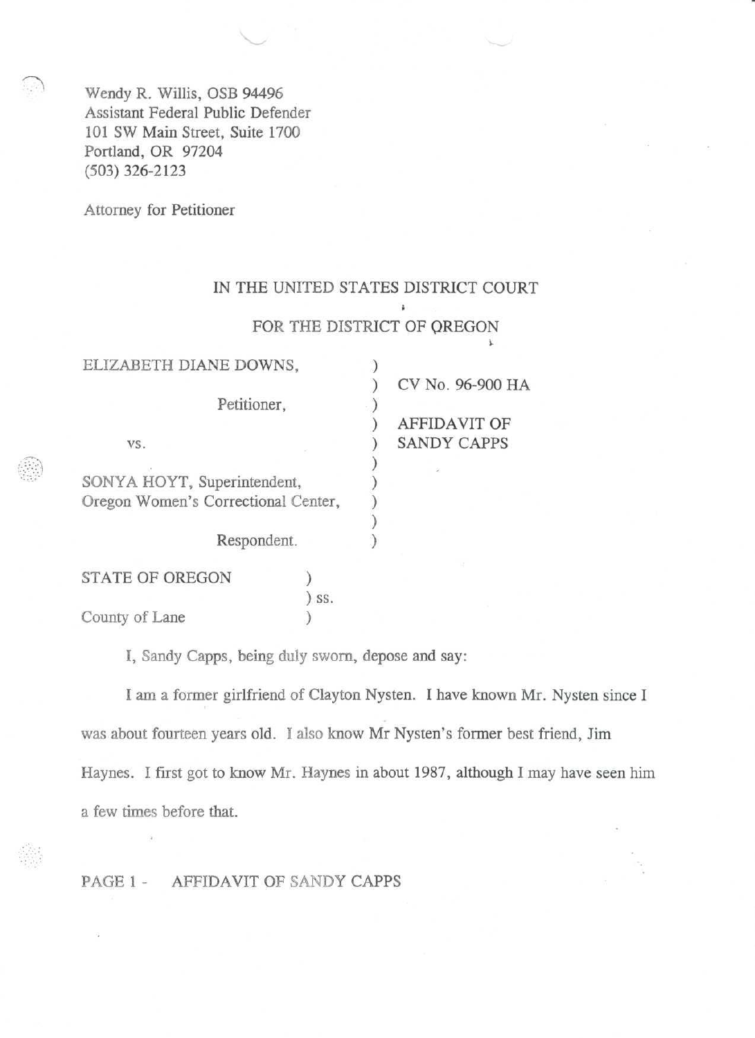Wendy R. Willis, OSB 94496
Assistant Federal Public Defender
101 SW Main Street, Suite 1700
Portland, OR 97204
(503) 326-2123

Attorney for Petitioner

IN THE UNITED STATES DISTRICT COURT

FOR THE DISTRICT OF OREGON

| | | |
|---|---|---|
| ELIZABETH DIANE DOWNS, | ) | |
| | ) | CV No. 96-900 HA |
| Petitioner, | ) | |
| | ) | AFFIDAVIT OF |
| vs. | ) | SANDY CAPPS |
| | ) | |
| SONYA HOYT, Superintendent, | ) | |
| Oregon Women's Correctional Center, | ) | |
| | ) | |
| Respondent. | ) | |

STATE OF OREGON )
) ss.
County of Lane )

I, Sandy Capps, being duly sworn, depose and say:

I am a former girlfriend of Clayton Nysten. I have known Mr. Nysten since I was about fourteen years old. I also know Mr Nysten's former best friend, Jim Haynes. I first got to know Mr. Haynes in about 1987, although I may have seen him a few times before that.

PAGE 1 - AFFIDAVIT OF SANDY CAPPS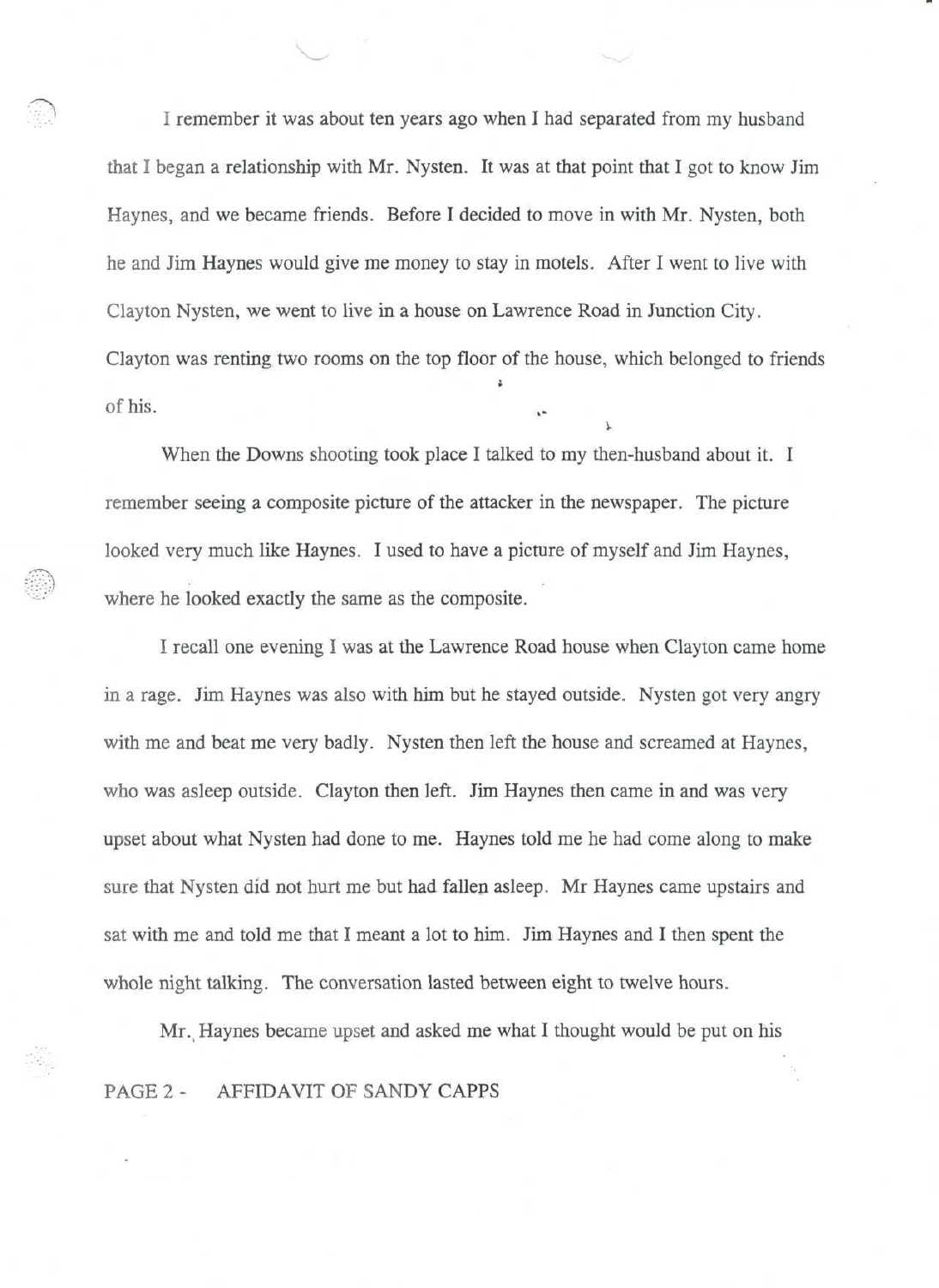I remember it was about ten years ago when I had separated from my husband that I began a relationship with Mr. Nysten. It was at that point that I got to know Jim Haynes, and we became friends. Before I decided to move in with Mr. Nysten, both he and Jim Haynes would give me money to stay in motels. After I went to live with Clayton Nysten, we went to live in a house on Lawrence Road in Junction City. Clayton was renting two rooms on the top floor of the house, which belonged to friends of his.

When the Downs shooting took place I talked to my then-husband about it. I remember seeing a composite picture of the attacker in the newspaper. The picture looked very much like Haynes. I used to have a picture of myself and Jim Haynes, where he looked exactly the same as the composite.

I recall one evening I was at the Lawrence Road house when Clayton came home in a rage. Jim Haynes was also with him but he stayed outside. Nysten got very angry with me and beat me very badly. Nysten then left the house and screamed at Haynes, who was asleep outside. Clayton then left. Jim Haynes then came in and was very upset about what Nysten had done to me. Haynes told me he had come along to make sure that Nysten did not hurt me but had fallen asleep. Mr Haynes came upstairs and sat with me and told me that I meant a lot to him. Jim Haynes and I then spent the whole night talking. The conversation lasted between eight to twelve hours.

Mr. Haynes became upset and asked me what I thought would be put on his

PAGE 2 - AFFIDAVIT OF SANDY CAPPS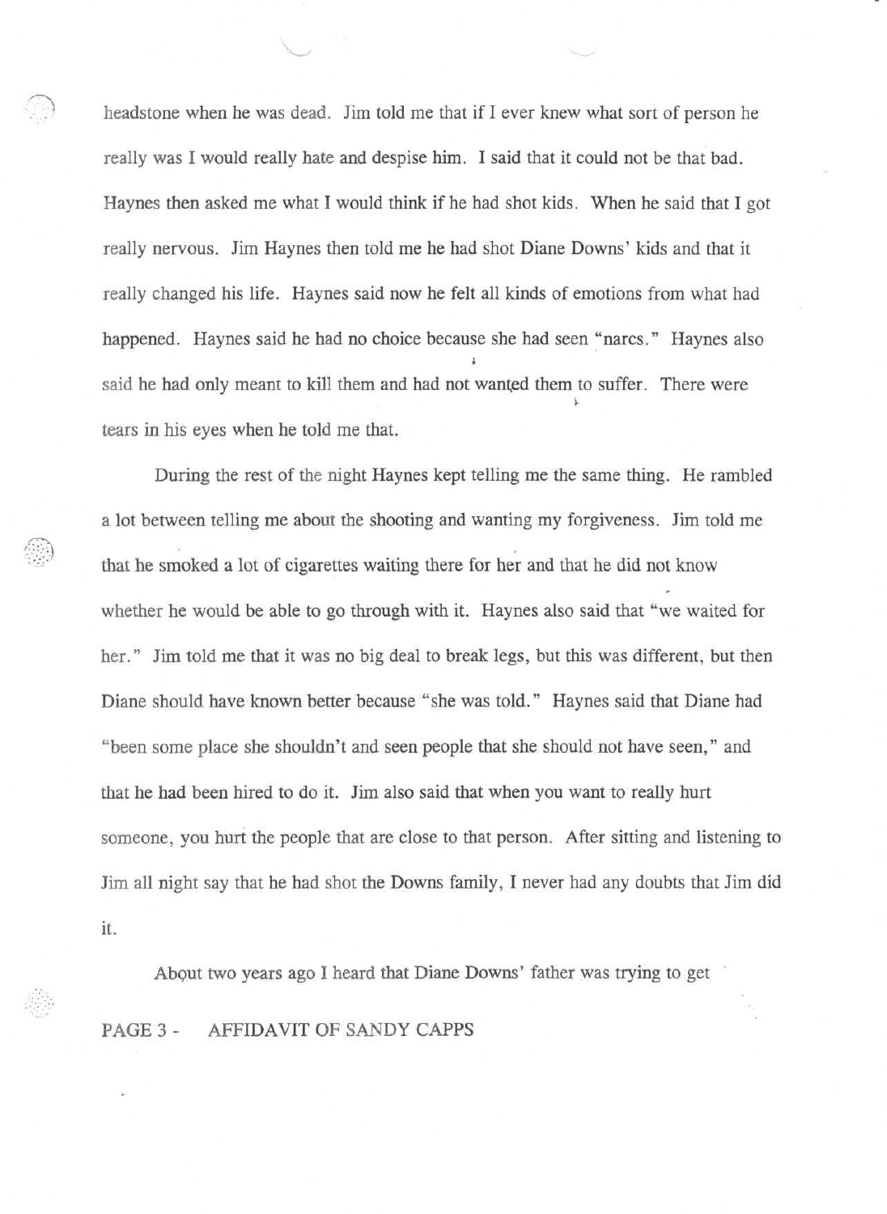headstone when he was dead. Jim told me that if I ever knew what sort of person he really was I would really hate and despise him. I said that it could not be that bad. Haynes then asked me what I would think if he had shot kids. When he said that I got really nervous. Jim Haynes then told me he had shot Diane Downs' kids and that it really changed his life. Haynes said now he felt all kinds of emotions from what had happened. Haynes said he had no choice because she had seen "narcs." Haynes also said he had only meant to kill them and had not wanted them to suffer. There were tears in his eyes when he told me that.

During the rest of the night Haynes kept telling me the same thing. He rambled a lot between telling me about the shooting and wanting my forgiveness. Jim told me that he smoked a lot of cigarettes waiting there for her and that he did not know whether he would be able to go through with it. Haynes also said that "we waited for her." Jim told me that it was no big deal to break legs, but this was different, but then Diane should have known better because "she was told." Haynes said that Diane had "been some place she shouldn't and seen people that she should not have seen," and that he had been hired to do it. Jim also said that when you want to really hurt someone, you hurt the people that are close to that person. After sitting and listening to Jim all night say that he had shot the Downs family, I never had any doubts that Jim did it.

About two years ago I heard that Diane Downs' father was trying to get

PAGE 3 - AFFIDAVIT OF SANDY CAPPS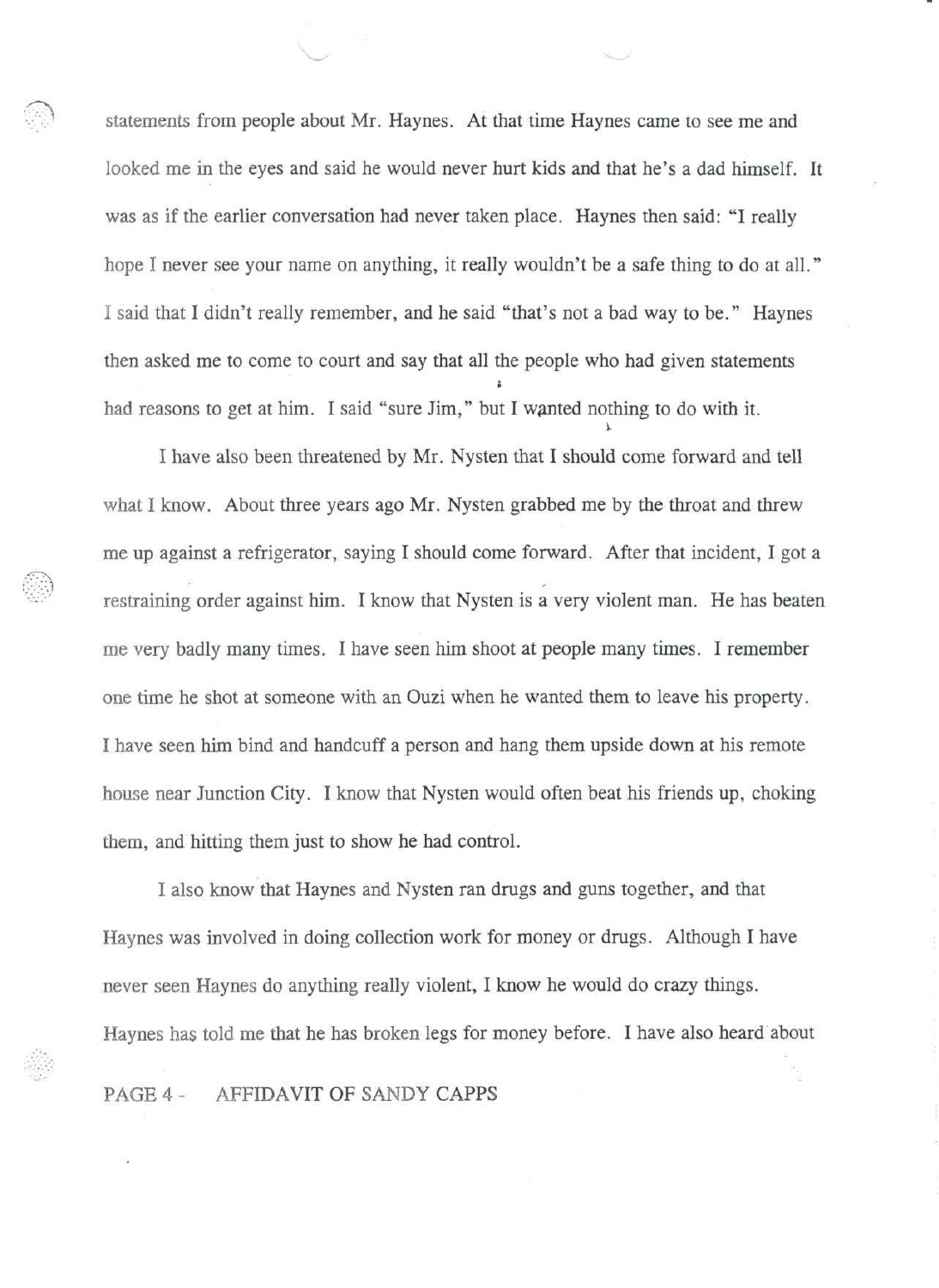statements from people about Mr. Haynes. At that time Haynes came to see me and looked me in the eyes and said he would never hurt kids and that he's a dad himself. It was as if the earlier conversation had never taken place. Haynes then said: "I really hope I never see your name on anything, it really wouldn't be a safe thing to do at all." I said that I didn't really remember, and he said "that's not a bad way to be." Haynes then asked me to come to court and say that all the people who had given statements had reasons to get at him. I said "sure Jim," but I wanted nothing to do with it.

I have also been threatened by Mr. Nysten that I should come forward and tell what I know. About three years ago Mr. Nysten grabbed me by the throat and threw me up against a refrigerator, saying I should come forward. After that incident, I got a restraining order against him. I know that Nysten is a very violent man. He has beaten me very badly many times. I have seen him shoot at people many times. I remember one time he shot at someone with an Ouzi when he wanted them to leave his property. I have seen him bind and handcuff a person and hang them upside down at his remote house near Junction City. I know that Nysten would often beat his friends up, choking them, and hitting them just to show he had control.

I also know that Haynes and Nysten ran drugs and guns together, and that Haynes was involved in doing collection work for money or drugs. Although I have never seen Haynes do anything really violent, I know he would do crazy things. Haynes has told me that he has broken legs for money before. I have also heard about

PAGE 4 - AFFIDAVIT OF SANDY CAPPS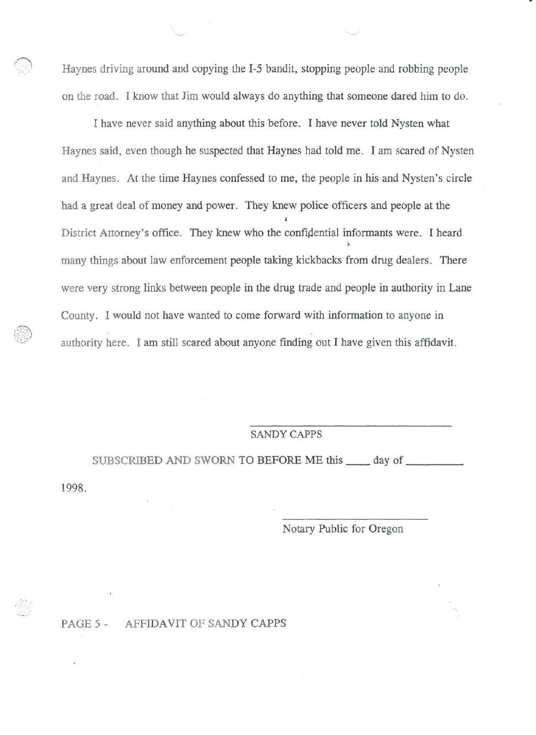Haynes driving around and copying the I-5 bandit, stopping people and robbing people on the road. I know that Jim would always do anything that someone dared him to do.

I have never said anything about this before. I have never told Nysten what Haynes said, even though he suspected that Haynes had told me. I am scared of Nysten and Haynes. At the time Haynes confessed to me, the people in his and Nysten's circle had a great deal of money and power. They knew police officers and people at the District Attorney's office. They knew who the confidential informants were. I heard many things about law enforcement people taking kickbacks from drug dealers. There were very strong links between people in the drug trade and people in authority in Lane County. I would not have wanted to come forward with information to anyone in authority here. I am still scared about anyone finding out I have given this affidavit.

\_\_\_\_\_\_\_\_\_\_\_\_\_\_\_\_\_\_\_\_\_\_\_\_\_\_\_\_\_\_

SANDY CAPPS

SUBSCRIBED AND SWORN TO BEFORE ME this \_\_\_\_ day of \_\_\_\_\_\_\_\_\_ 1998.

\_\_\_\_\_\_\_\_\_\_\_\_\_\_\_\_\_\_\_\_\_\_\_\_\_\_\_\_\_\_

Notary Public for Oregon

PAGE 5 - AFFIDAVIT OF SANDY CAPPS